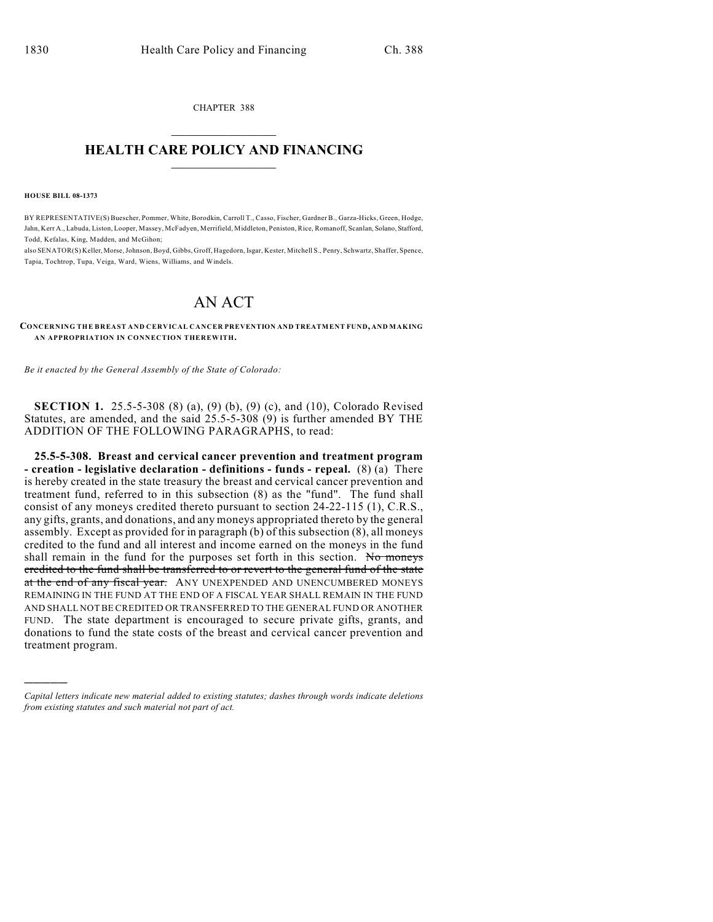CHAPTER 388

# HEALTH CARE POLICY AND FINANCING

**HOUSE BILL 08-1373**

BY REPRESENTATIVE(S) Buescher, Pommer, White, Borodkin, Carroll T., Casso, Fischer, Gardner B., Garza-Hicks, Green, Hodge, Jahn, Kerr A., Labuda, Liston, Looper, Massey, McFadyen, Merrifield, Middleton, Peniston, Rice, Romanoff, Scanlan, Solano, Stafford, Todd, Kefalas, King, Madden, and McGihon;
also SENATOR(S) Keller, Morse, Johnson, Boyd, Gibbs, Groff, Hagedorn, Isgar, Kester, Mitchell S., Penry, Schwartz, Shaffer, Spence, Tapia, Tochtrop, Tupa, Veiga, Ward, Wiens, Williams, and Windels.

# AN ACT

**CONCERNING THE BREAST AND CERVICAL CANCER PREVENTION AND TREATMENT FUND, AND MAKING AN APPROPRIATION IN CONNECTION THEREWITH.**

*Be it enacted by the General Assembly of the State of Colorado:*

**SECTION 1.** 25.5-5-308 (8) (a), (9) (b), (9) (c), and (10), Colorado Revised Statutes, are amended, and the said 25.5-5-308 (9) is further amended BY THE ADDITION OF THE FOLLOWING PARAGRAPHS, to read:

**25.5-5-308. Breast and cervical cancer prevention and treatment program - creation - legislative declaration - definitions - funds - repeal.** (8) (a) There is hereby created in the state treasury the breast and cervical cancer prevention and treatment fund, referred to in this subsection (8) as the "fund". The fund shall consist of any moneys credited thereto pursuant to section 24-22-115 (1), C.R.S., any gifts, grants, and donations, and any moneys appropriated thereto by the general assembly. Except as provided for in paragraph (b) of this subsection (8), all moneys credited to the fund and all interest and income earned on the moneys in the fund shall remain in the fund for the purposes set forth in this section. ~~No moneys credited to the fund shall be transferred to or revert to the general fund of the state at the end of any fiscal year.~~ ANY UNEXPENDED AND UNENCUMBERED MONEYS REMAINING IN THE FUND AT THE END OF A FISCAL YEAR SHALL REMAIN IN THE FUND AND SHALL NOT BE CREDITED OR TRANSFERRED TO THE GENERAL FUND OR ANOTHER FUND. The state department is encouraged to secure private gifts, grants, and donations to fund the state costs of the breast and cervical cancer prevention and treatment program.

*Capital letters indicate new material added to existing statutes; dashes through words indicate deletions from existing statutes and such material not part of act.*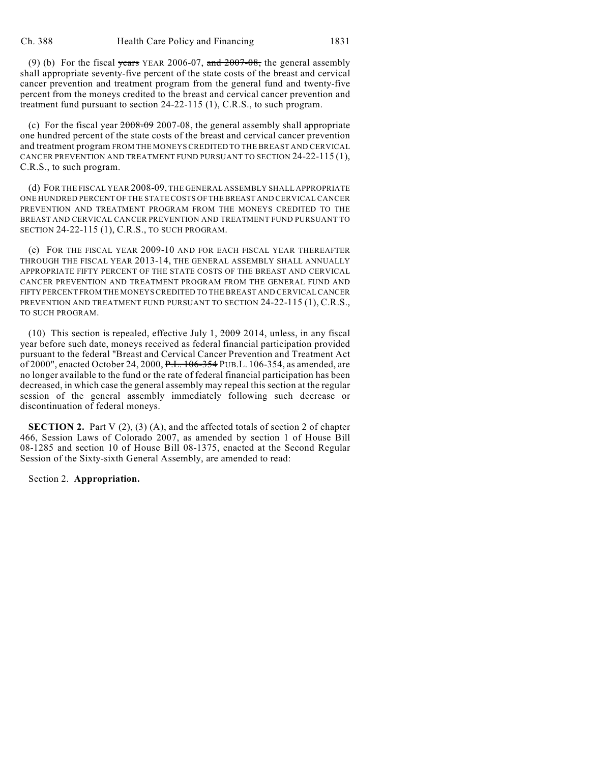(9) (b) For the fiscal ~~years~~ YEAR 2006-07, ~~and 2007-08,~~ the general assembly shall appropriate seventy-five percent of the state costs of the breast and cervical cancer prevention and treatment program from the general fund and twenty-five percent from the moneys credited to the breast and cervical cancer prevention and treatment fund pursuant to section 24-22-115 (1), C.R.S., to such program.

(c) For the fiscal year ~~2008-09~~ 2007-08, the general assembly shall appropriate one hundred percent of the state costs of the breast and cervical cancer prevention and treatment program FROM THE MONEYS CREDITED TO THE BREAST AND CERVICAL CANCER PREVENTION AND TREATMENT FUND PURSUANT TO SECTION 24-22-115 (1), C.R.S., to such program.

(d) FOR THE FISCAL YEAR 2008-09, THE GENERAL ASSEMBLY SHALL APPROPRIATE ONE HUNDRED PERCENT OF THE STATE COSTS OF THE BREAST AND CERVICAL CANCER PREVENTION AND TREATMENT PROGRAM FROM THE MONEYS CREDITED TO THE BREAST AND CERVICAL CANCER PREVENTION AND TREATMENT FUND PURSUANT TO SECTION 24-22-115 (1), C.R.S., TO SUCH PROGRAM.

(e) FOR THE FISCAL YEAR 2009-10 AND FOR EACH FISCAL YEAR THEREAFTER THROUGH THE FISCAL YEAR 2013-14, THE GENERAL ASSEMBLY SHALL ANNUALLY APPROPRIATE FIFTY PERCENT OF THE STATE COSTS OF THE BREAST AND CERVICAL CANCER PREVENTION AND TREATMENT PROGRAM FROM THE GENERAL FUND AND FIFTY PERCENT FROM THE MONEYS CREDITED TO THE BREAST AND CERVICAL CANCER PREVENTION AND TREATMENT FUND PURSUANT TO SECTION 24-22-115 (1), C.R.S., TO SUCH PROGRAM.

(10) This section is repealed, effective July 1, ~~2009~~ 2014, unless, in any fiscal year before such date, moneys received as federal financial participation provided pursuant to the federal "Breast and Cervical Cancer Prevention and Treatment Act of 2000", enacted October 24, 2000, ~~P.L. 106-354~~ PUB.L. 106-354, as amended, are no longer available to the fund or the rate of federal financial participation has been decreased, in which case the general assembly may repeal this section at the regular session of the general assembly immediately following such decrease or discontinuation of federal moneys.

**SECTION 2.** Part V (2), (3) (A), and the affected totals of section 2 of chapter 466, Session Laws of Colorado 2007, as amended by section 1 of House Bill 08-1285 and section 10 of House Bill 08-1375, enacted at the Second Regular Session of the Sixty-sixth General Assembly, are amended to read:

Section 2. **Appropriation.**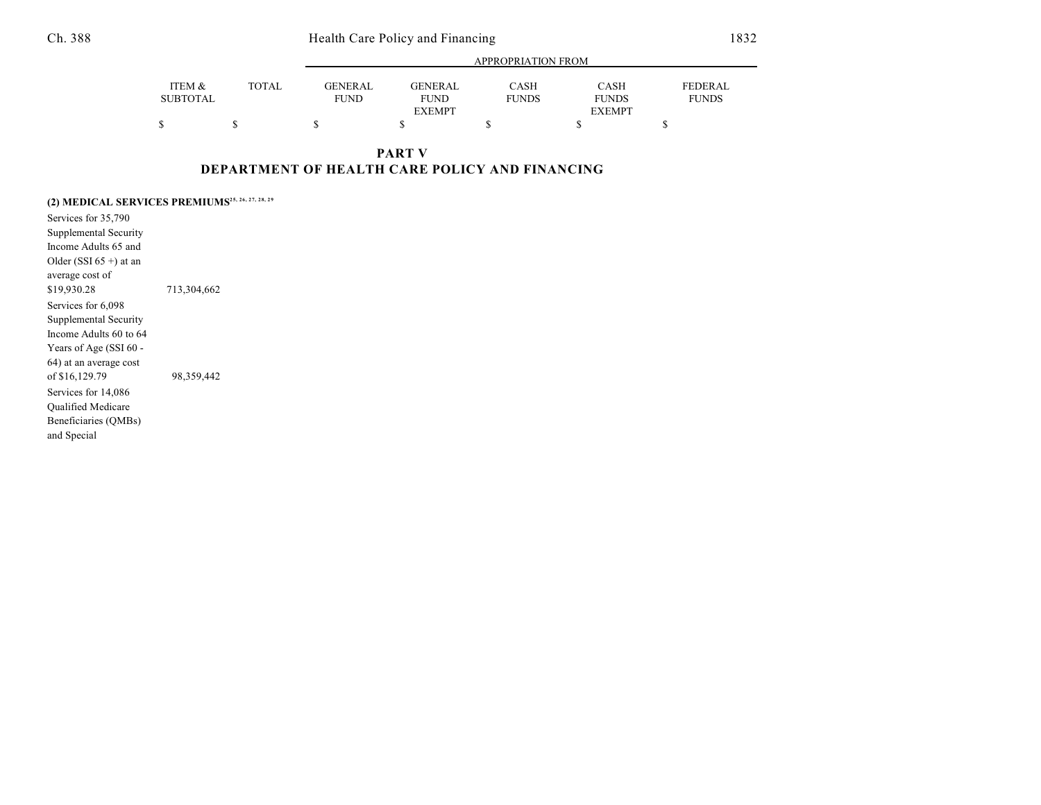| | ITEM & SUBTOTAL | TOTAL | APPROPRIATION FROM | | | | |
|---|---|---|---|---|---|---|---|
| | | | GENERAL FUND | GENERAL FUND EXEMPT | CASH FUNDS | CASH FUNDS EXEMPT | FEDERAL FUNDS |
| | $ | $ | $ | $ | $ | $ | $ |

## PART V
## DEPARTMENT OF HEALTH CARE POLICY AND FINANCING

**(2) MEDICAL SERVICES PREMIUMS**[25, 26, 27, 28, 29]

| | ITEM & SUBTOTAL | TOTAL | GENERAL FUND | GENERAL FUND EXEMPT | CASH FUNDS | CASH FUNDS EXEMPT | FEDERAL FUNDS |
|---|---|---|---|---|---|---|---|
| Services for 35,790 Supplemental Security Income Adults 65 and Older (SSI 65 +) at an average cost of $19,930.28 | 713,304,662 | | | | | | |
| Services for 6,098 Supplemental Security Income Adults 60 to 64 Years of Age (SSI 60 - 64) at an average cost of $16,129.79 | 98,359,442 | | | | | | |
| Services for 14,086 Qualified Medicare Beneficiaries (QMBs) and Special | | | | | | | |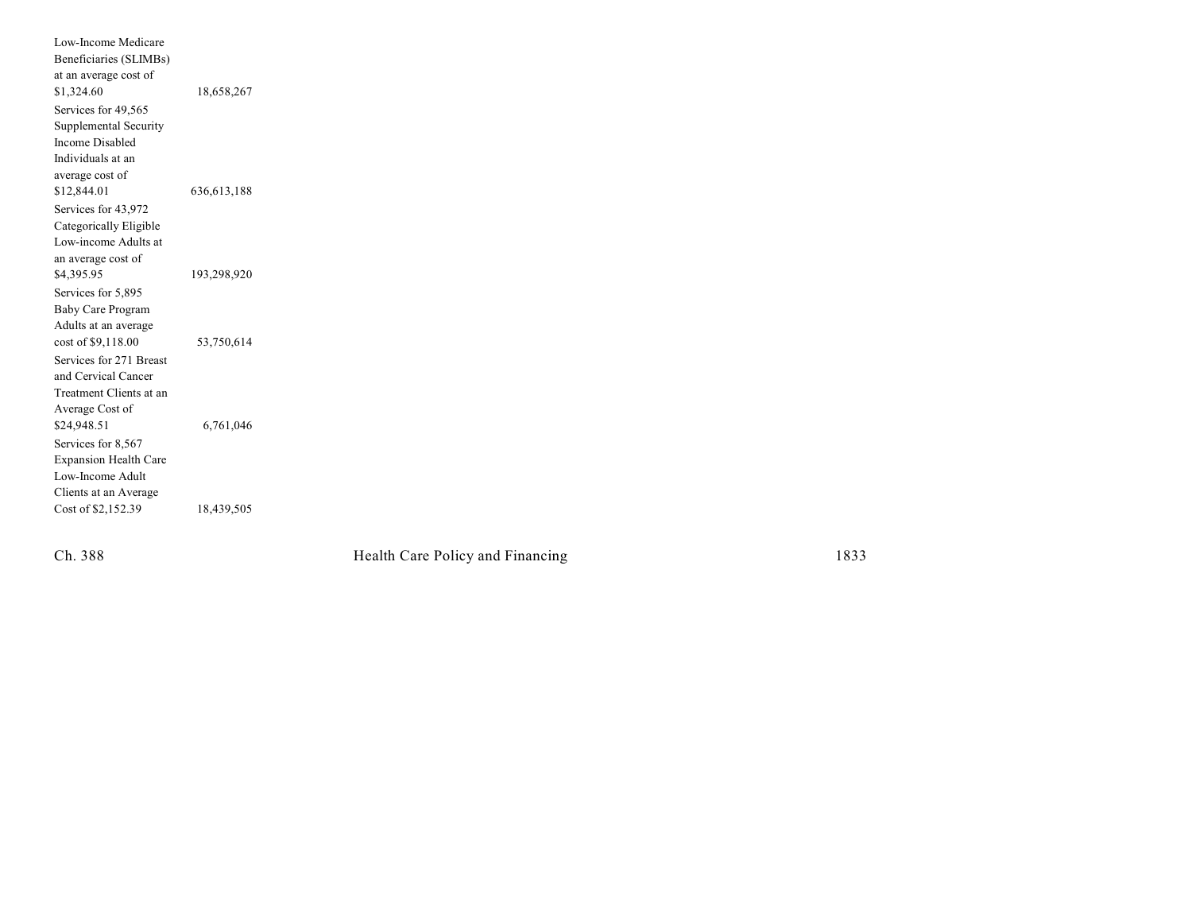| | |
|---|---|
| Low-Income Medicare Beneficiaries (SLIMBs) at an average cost of $1,324.60 | 18,658,267 |
| Services for 49,565 Supplemental Security Income Disabled Individuals at an average cost of $12,844.01 | 636,613,188 |
| Services for 43,972 Categorically Eligible Low-income Adults at an average cost of $4,395.95 | 193,298,920 |
| Services for 5,895 Baby Care Program Adults at an average cost of $9,118.00 | 53,750,614 |
| Services for 271 Breast and Cervical Cancer Treatment Clients at an Average Cost of $24,948.51 | 6,761,046 |
| Services for 8,567 Expansion Health Care Low-Income Adult Clients at an Average Cost of $2,152.39 | 18,439,505 |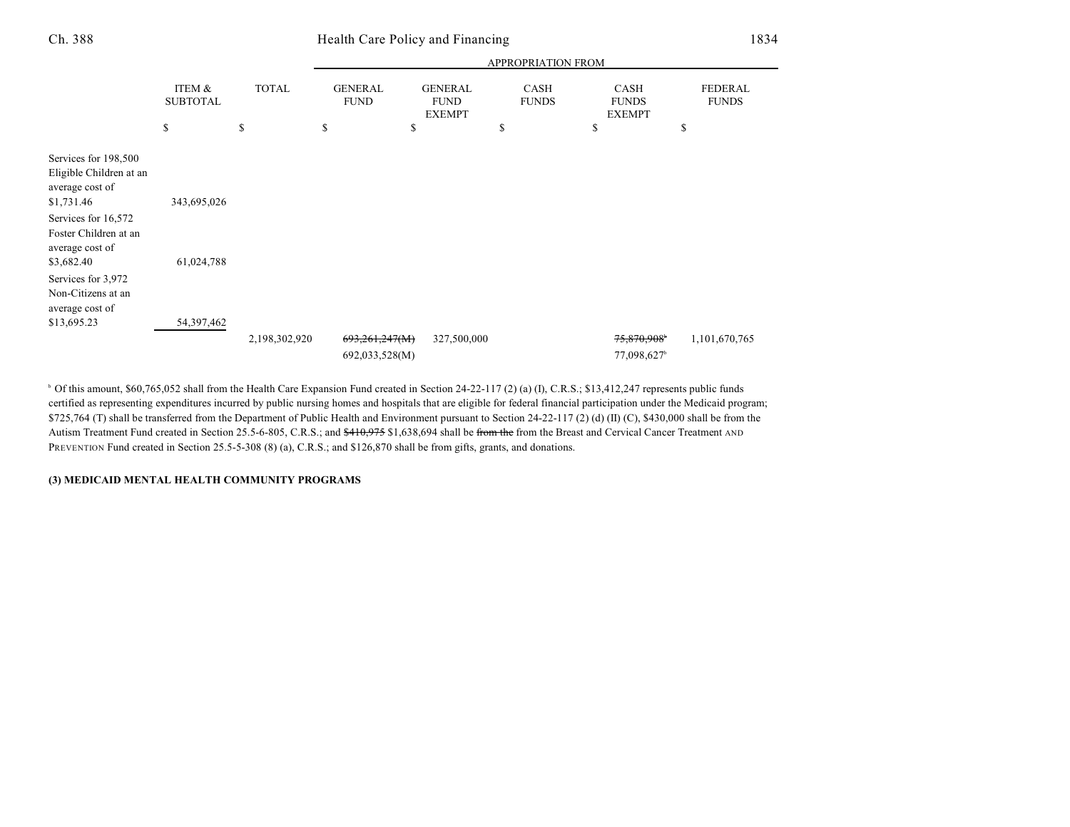| | ITEM & SUBTOTAL | TOTAL | GENERAL FUND | GENERAL FUND EXEMPT | CASH FUNDS | CASH FUNDS EXEMPT | FEDERAL FUNDS |
|---|---|---|---|---|---|---|---|
| | | | APPROPRIATION FROM | | | | |
| | $ | $ | $ | $ | $ | $ | $ |
| Services for 198,500 Eligible Children at an average cost of $1,731.46 | 343,695,026 | | | | | | |
| Services for 16,572 Foster Children at an average cost of $3,682.40 | 61,024,788 | | | | | | |
| Services for 3,972 Non-Citizens at an average cost of $13,695.23 | 54,397,462 | | | | | | |
| | | 2,198,302,920 | ~~693,261,247(M)~~ 692,033,528(M) | 327,500,000 | | ~~75,870,908~~[b] 77,098,627[b] | 1,101,670,765 |

[b] Of this amount, $60,765,052 shall from the Health Care Expansion Fund created in Section 24-22-117 (2) (a) (I), C.R.S.; $13,412,247 represents public funds certified as representing expenditures incurred by public nursing homes and hospitals that are eligible for federal financial participation under the Medicaid program; $725,764 (T) shall be transferred from the Department of Public Health and Environment pursuant to Section 24-22-117 (2) (d) (II) (C), $430,000 shall be from the Autism Treatment Fund created in Section 25.5-6-805, C.R.S.; and ~~$410,975~~ $1,638,694 shall be ~~from the~~ from the Breast and Cervical Cancer Treatment AND PREVENTION Fund created in Section 25.5-5-308 (8) (a), C.R.S.; and $126,870 shall be from gifts, grants, and donations.

**(3) MEDICAID MENTAL HEALTH COMMUNITY PROGRAMS**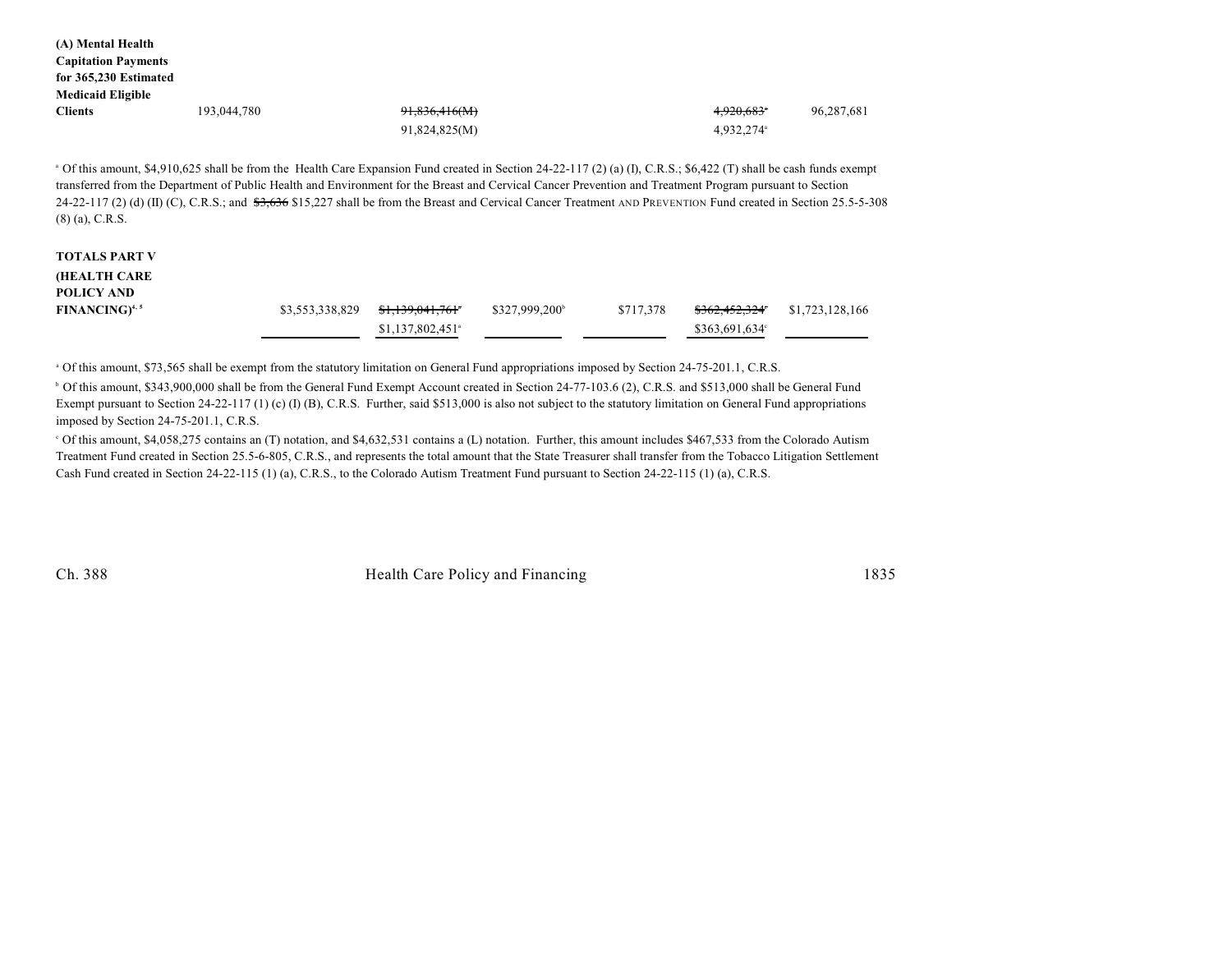| | | | | | | |
|---|---|---|---|---|---|---|
| **(A) Mental Health Capitation Payments for 365,230 Estimated Medicaid Eligible Clients** | 193,044,780 | ~~91,836,416(M)~~ | | | ~~4,920,683~~[a] | 96,287,681 |
| | | 91,824,825(M) | | | 4,932,274[a] | |

[a] Of this amount, $4,910,625 shall be from the Health Care Expansion Fund created in Section 24-22-117 (2) (a) (I), C.R.S.; $6,422 (T) shall be cash funds exempt transferred from the Department of Public Health and Environment for the Breast and Cervical Cancer Prevention and Treatment Program pursuant to Section 24-22-117 (2) (d) (II) (C), C.R.S.; and ~~$3,636~~ $15,227 shall be from the Breast and Cervical Cancer Treatment AND PREVENTION Fund created in Section 25.5-5-308 (8) (a), C.R.S.

| | | | | | | |
|---|---|---|---|---|---|---|
| **TOTALS PART V (HEALTH CARE POLICY AND FINANCING)**[4, 5] | $3,553,338,829 | ~~$1,139,041,761~~[a] | $327,999,200[b] | $717,378 | ~~$362,452,324~~[c] | $1,723,128,166 |
| | | $1,137,802,451[a] | | | $363,691,634[c] | |

[a] Of this amount, $73,565 shall be exempt from the statutory limitation on General Fund appropriations imposed by Section 24-75-201.1, C.R.S.

[b] Of this amount, $343,900,000 shall be from the General Fund Exempt Account created in Section 24-77-103.6 (2), C.R.S. and $513,000 shall be General Fund Exempt pursuant to Section 24-22-117 (1) (c) (I) (B), C.R.S. Further, said $513,000 is also not subject to the statutory limitation on General Fund appropriations imposed by Section 24-75-201.1, C.R.S.

[c] Of this amount, $4,058,275 contains an (T) notation, and $4,632,531 contains a (L) notation. Further, this amount includes $467,533 from the Colorado Autism Treatment Fund created in Section 25.5-6-805, C.R.S., and represents the total amount that the State Treasurer shall transfer from the Tobacco Litigation Settlement Cash Fund created in Section 24-22-115 (1) (a), C.R.S., to the Colorado Autism Treatment Fund pursuant to Section 24-22-115 (1) (a), C.R.S.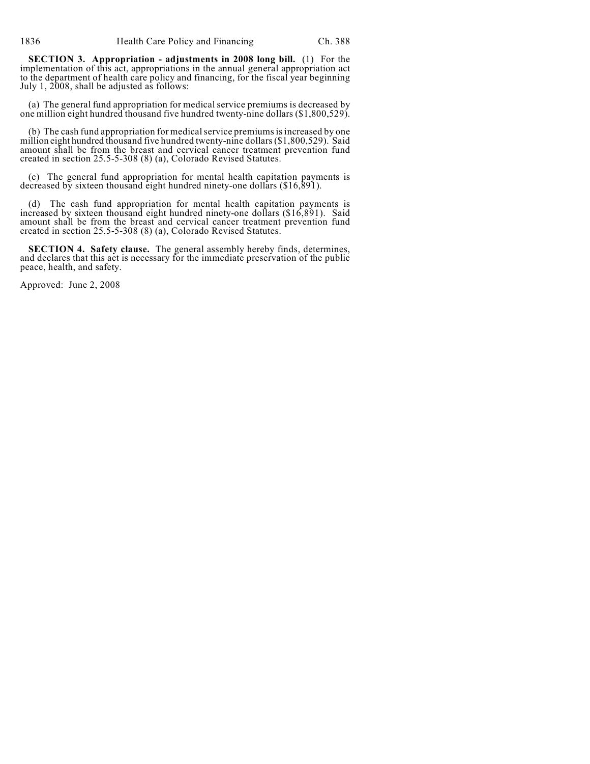**SECTION 3. Appropriation - adjustments in 2008 long bill.** (1) For the implementation of this act, appropriations in the annual general appropriation act to the department of health care policy and financing, for the fiscal year beginning July 1, 2008, shall be adjusted as follows:

(a) The general fund appropriation for medical service premiums is decreased by one million eight hundred thousand five hundred twenty-nine dollars ($1,800,529).

(b) The cash fund appropriation for medical service premiums is increased by one million eight hundred thousand five hundred twenty-nine dollars ($1,800,529). Said amount shall be from the breast and cervical cancer treatment prevention fund created in section 25.5-5-308 (8) (a), Colorado Revised Statutes.

(c) The general fund appropriation for mental health capitation payments is decreased by sixteen thousand eight hundred ninety-one dollars ($16,891).

(d) The cash fund appropriation for mental health capitation payments is increased by sixteen thousand eight hundred ninety-one dollars ($16,891). Said amount shall be from the breast and cervical cancer treatment prevention fund created in section 25.5-5-308 (8) (a), Colorado Revised Statutes.

**SECTION 4. Safety clause.** The general assembly hereby finds, determines, and declares that this act is necessary for the immediate preservation of the public peace, health, and safety.

Approved: June 2, 2008